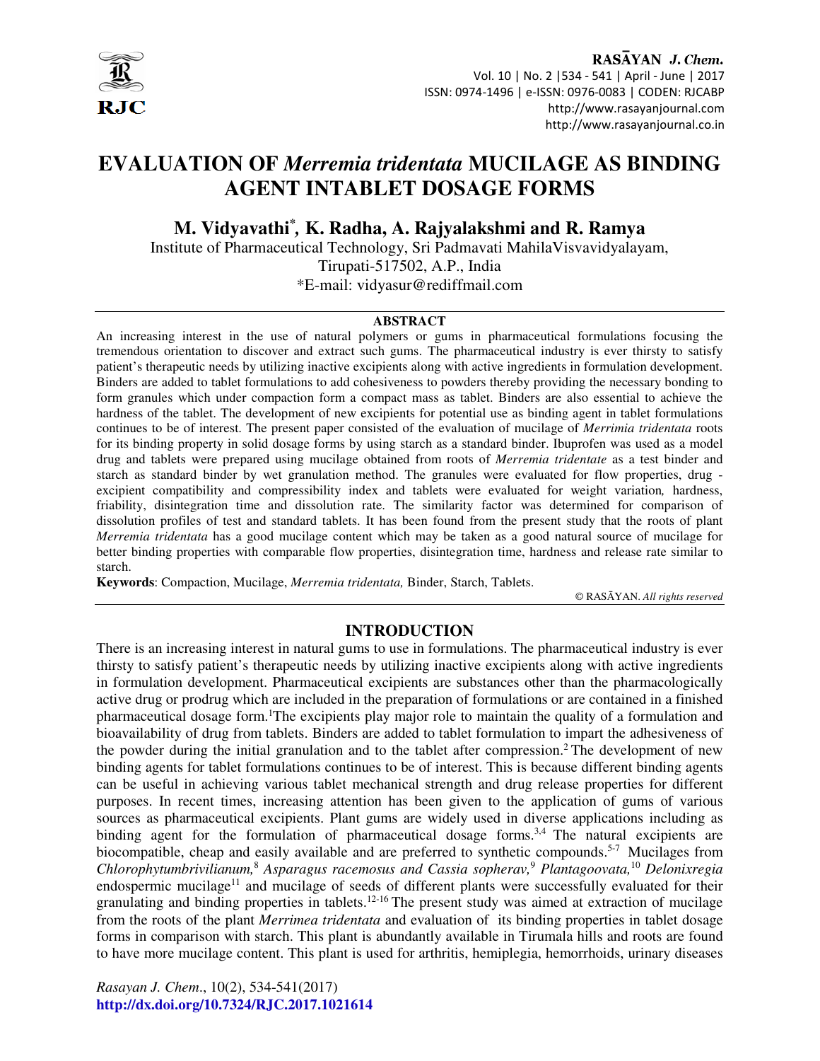# EVALUATION OF *Merremia tridentata* MUCILAGE AS BINDING AGENT INTABLET DOSAGE FORMS

**M. Vidyavathi*, K. Radha, A. Rajyalakshmi and R. Ramya**

Institute of Pharmaceutical Technology, Sri Padmavati MahilaVisvavidyalayam, Tirupati-517502, A.P., India

*E-mail: vidyasur@rediffmail.com

## ABSTRACT

An increasing interest in the use of natural polymers or gums in pharmaceutical formulations focusing the tremendous orientation to discover and extract such gums. The pharmaceutical industry is ever thirsty to satisfy patient's therapeutic needs by utilizing inactive excipients along with active ingredients in formulation development. Binders are added to tablet formulations to add cohesiveness to powders thereby providing the necessary bonding to form granules which under compaction form a compact mass as tablet. Binders are also essential to achieve the hardness of the tablet. The development of new excipients for potential use as binding agent in tablet formulations continues to be of interest. The present paper consisted of the evaluation of mucilage of *Merrimia tridentata* roots for its binding property in solid dosage forms by using starch as a standard binder. Ibuprofen was used as a model drug and tablets were prepared using mucilage obtained from roots of *Merremia tridentate* as a test binder and starch as standard binder by wet granulation method. The granules were evaluated for flow properties, drug - excipient compatibility and compressibility index and tablets were evaluated for weight variation, hardness, friability, disintegration time and dissolution rate. The similarity factor was determined for comparison of dissolution profiles of test and standard tablets. It has been found from the present study that the roots of plant *Merremia tridentata* has a good mucilage content which may be taken as a good natural source of mucilage for better binding properties with comparable flow properties, disintegration time, hardness and release rate similar to starch.

**Keywords**: Compaction, Mucilage, *Merremia tridentata,* Binder, Starch, Tablets.

© RASĀYAN. *All rights reserved*

## INTRODUCTION

There is an increasing interest in natural gums to use in formulations. The pharmaceutical industry is ever thirsty to satisfy patient's therapeutic needs by utilizing inactive excipients along with active ingredients in formulation development. Pharmaceutical excipients are substances other than the pharmacologically active drug or prodrug which are included in the preparation of formulations or are contained in a finished pharmaceutical dosage form.[1]The excipients play major role to maintain the quality of a formulation and bioavailability of drug from tablets. Binders are added to tablet formulation to impart the adhesiveness of the powder during the initial granulation and to the tablet after compression.[2] The development of new binding agents for tablet formulations continues to be of interest. This is because different binding agents can be useful in achieving various tablet mechanical strength and drug release properties for different purposes. In recent times, increasing attention has been given to the application of gums of various sources as pharmaceutical excipients. Plant gums are widely used in diverse applications including as binding agent for the formulation of pharmaceutical dosage forms.[3,4] The natural excipients are biocompatible, cheap and easily available and are preferred to synthetic compounds.[5-7] Mucilages from *Chlorophytumbrivilianum,*[8] *Asparagus racemosus and Cassia sopherav,*[9] *Plantagoovata,*[10] *Delonixregia* endospermic mucilage[11] and mucilage of seeds of different plants were successfully evaluated for their granulating and binding properties in tablets.[12-16] The present study was aimed at extraction of mucilage from the roots of the plant *Merrimea tridentata* and evaluation of its binding properties in tablet dosage forms in comparison with starch. This plant is abundantly available in Tirumala hills and roots are found to have more mucilage content. This plant is used for arthritis, hemiplegia, hemorrhoids, urinary diseases

*Rasayan J. Chem.*, 10(2), 534-541(2017)
http://dx.doi.org/10.7324/RJC.2017.1021614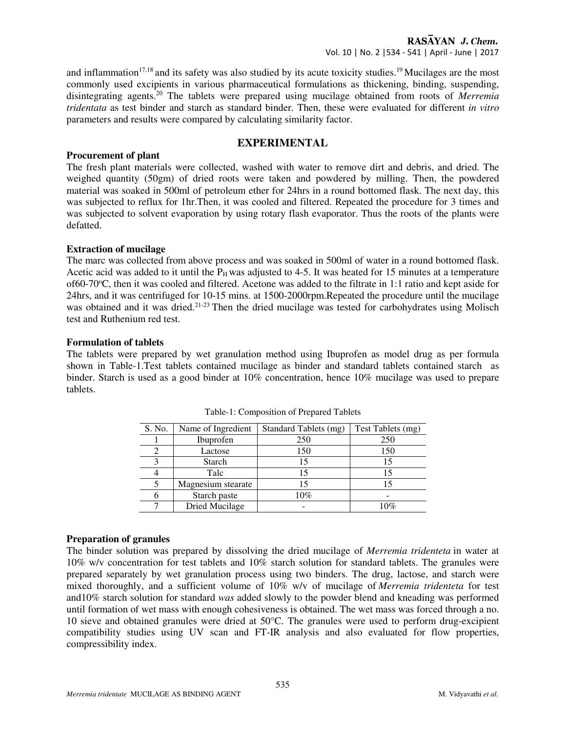and inflammation[17,18] and its safety was also studied by its acute toxicity studies.[19] Mucilages are the most commonly used excipients in various pharmaceutical formulations as thickening, binding, suspending, disintegrating agents.[20] The tablets were prepared using mucilage obtained from roots of *Merremia tridentata* as test binder and starch as standard binder. Then, these were evaluated for different *in vitro* parameters and results were compared by calculating similarity factor.

## EXPERIMENTAL

**Procurement of plant**

The fresh plant materials were collected, washed with water to remove dirt and debris, and dried. The weighed quantity (50gm) of dried roots were taken and powdered by milling. Then, the powdered material was soaked in 500ml of petroleum ether for 24hrs in a round bottomed flask. The next day, this was subjected to reflux for 1hr.Then, it was cooled and filtered. Repeated the procedure for 3 times and was subjected to solvent evaporation by using rotary flash evaporator. Thus the roots of the plants were defatted.

**Extraction of mucilage**

The marc was collected from above process and was soaked in 500ml of water in a round bottomed flask. Acetic acid was added to it until the $P_H$ was adjusted to 4-5. It was heated for 15 minutes at a temperature of60-70°C, then it was cooled and filtered. Acetone was added to the filtrate in 1:1 ratio and kept aside for 24hrs, and it was centrifuged for 10-15 mins. at 1500-2000rpm.Repeated the procedure until the mucilage was obtained and it was dried.[21-23] Then the dried mucilage was tested for carbohydrates using Molisch test and Ruthenium red test.

**Formulation of tablets**

The tablets were prepared by wet granulation method using Ibuprofen as model drug as per formula shown in Table-1.Test tablets contained mucilage as binder and standard tablets contained starch as binder. Starch is used as a good binder at 10% concentration, hence 10% mucilage was used to prepare tablets.

Table-1: Composition of Prepared Tablets

| S. No. | Name of Ingredient | Standard Tablets (mg) | Test Tablets (mg) |
|---|---|---|---|
| 1 | Ibuprofen | 250 | 250 |
| 2 | Lactose | 150 | 150 |
| 3 | Starch | 15 | 15 |
| 4 | Talc | 15 | 15 |
| 5 | Magnesium stearate | 15 | 15 |
| 6 | Starch paste | 10% | - |
| 7 | Dried Mucilage | - | 10% |

**Preparation of granules**

The binder solution was prepared by dissolving the dried mucilage of *Merremia tridenteta* in water at 10% w/v concentration for test tablets and 10% starch solution for standard tablets. The granules were prepared separately by wet granulation process using two binders. The drug, lactose, and starch were mixed thoroughly, and a sufficient volume of 10% w/v of mucilage of *Merremia tridenteta* for test and10% starch solution for standard *was* added slowly to the powder blend and kneading was performed until formation of wet mass with enough cohesiveness is obtained. The wet mass was forced through a no. 10 sieve and obtained granules were dried at 50°C. The granules were used to perform drug-excipient compatibility studies using UV scan and FT-IR analysis and also evaluated for flow properties, compressibility index.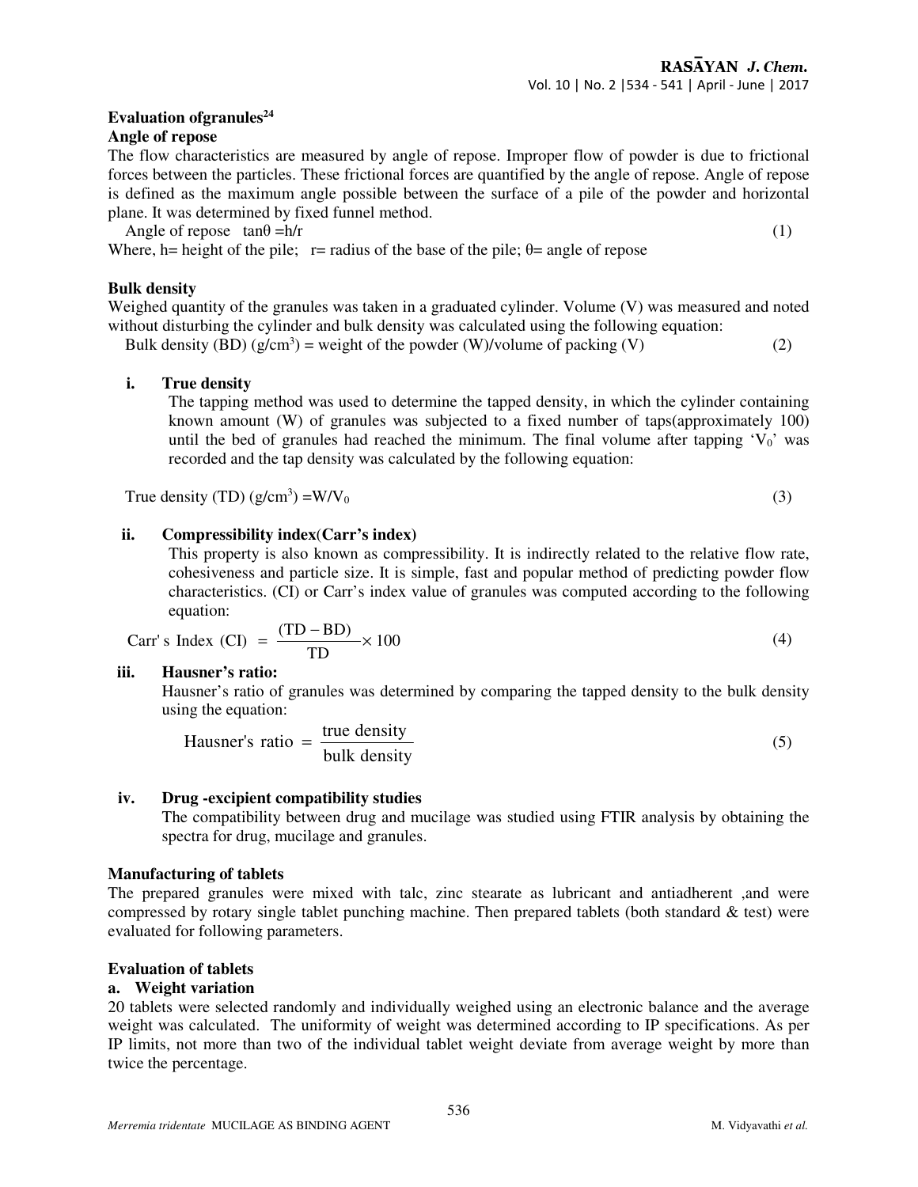**Evaluation ofgranules[24]**

**Angle of repose**

The flow characteristics are measured by angle of repose. Improper flow of powder is due to frictional forces between the particles. These frictional forces are quantified by the angle of repose. Angle of repose is defined as the maximum angle possible between the surface of a pile of the powder and horizontal plane. It was determined by fixed funnel method.

$$\text{Angle of repose} \quad \tan\theta = h/r \tag{1}$$

Where, h= height of the pile; r= radius of the base of the pile; θ= angle of repose

**Bulk density**

Weighed quantity of the granules was taken in a graduated cylinder. Volume (V) was measured and noted without disturbing the cylinder and bulk density was calculated using the following equation:

$$\text{Bulk density (BD) (g/cm}^3\text{)} = \text{weight of the powder (W)/volume of packing (V)} \tag{2}$$

i. **True density**

The tapping method was used to determine the tapped density, in which the cylinder containing known amount (W) of granules was subjected to a fixed number of taps(approximately 100) until the bed of granules had reached the minimum. The final volume after tapping '$V_0$' was recorded and the tap density was calculated by the following equation:

$$\text{True density (TD) (g/cm}^3\text{)} = W/V_0 \tag{3}$$

ii. **Compressibility index(Carr's index)**

This property is also known as compressibility. It is indirectly related to the relative flow rate, cohesiveness and particle size. It is simple, fast and popular method of predicting powder flow characteristics. (CI) or Carr's index value of granules was computed according to the following equation:

$$\text{Carr's Index (CI)} = \frac{(\text{TD} - \text{BD})}{\text{TD}} \times 100 \tag{4}$$

iii. **Hausner's ratio:**

Hausner's ratio of granules was determined by comparing the tapped density to the bulk density using the equation:

$$\text{Hausner's ratio} = \frac{\text{true density}}{\text{bulk density}} \tag{5}$$

iv. **Drug -excipient compatibility studies**

The compatibility between drug and mucilage was studied using FTIR analysis by obtaining the spectra for drug, mucilage and granules.

**Manufacturing of tablets**

The prepared granules were mixed with talc, zinc stearate as lubricant and antiadherent ,and were compressed by rotary single tablet punching machine. Then prepared tablets (both standard & test) were evaluated for following parameters.

**Evaluation of tablets**

**a. Weight variation**

20 tablets were selected randomly and individually weighed using an electronic balance and the average weight was calculated. The uniformity of weight was determined according to IP specifications. As per IP limits, not more than two of the individual tablet weight deviate from average weight by more than twice the percentage.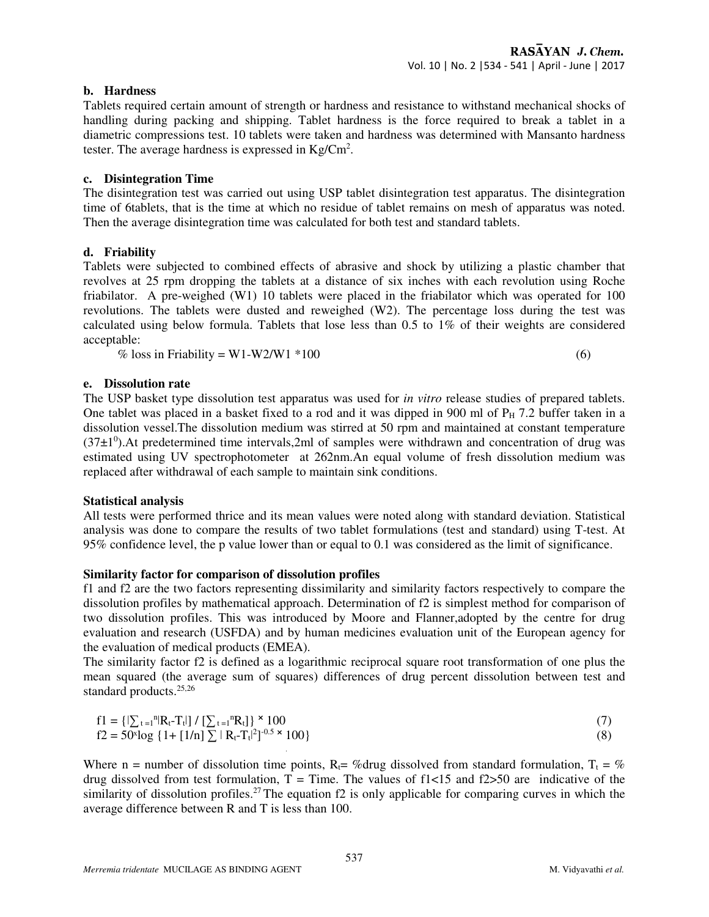**b. Hardness**

Tablets required certain amount of strength or hardness and resistance to withstand mechanical shocks of handling during packing and shipping. Tablet hardness is the force required to break a tablet in a diametric compressions test. 10 tablets were taken and hardness was determined with Mansanto hardness tester. The average hardness is expressed in $Kg/Cm^2$.

**c. Disintegration Time**

The disintegration test was carried out using USP tablet disintegration test apparatus. The disintegration time of 6tablets, that is the time at which no residue of tablet remains on mesh of apparatus was noted. Then the average disintegration time was calculated for both test and standard tablets.

**d. Friability**

Tablets were subjected to combined effects of abrasive and shock by utilizing a plastic chamber that revolves at 25 rpm dropping the tablets at a distance of six inches with each revolution using Roche friabilator. A pre-weighed (W1) 10 tablets were placed in the friabilator which was operated for 100 revolutions. The tablets were dusted and reweighed (W2). The percentage loss during the test was calculated using below formula. Tablets that lose less than 0.5 to 1% of their weights are considered acceptable:

$$\% \text{ loss in Friability} = W1\text{-}W2/W1 * 100 \quad (6)$$

**e. Dissolution rate**

The USP basket type dissolution test apparatus was used for *in vitro* release studies of prepared tablets. One tablet was placed in a basket fixed to a rod and it was dipped in 900 ml of $P_H$ 7.2 buffer taken in a dissolution vessel.The dissolution medium was stirred at 50 rpm and maintained at constant temperature $(37\pm1^0)$.At predetermined time intervals,2ml of samples were withdrawn and concentration of drug was estimated using UV spectrophotometer at 262nm.An equal volume of fresh dissolution medium was replaced after withdrawal of each sample to maintain sink conditions.

**Statistical analysis**

All tests were performed thrice and its mean values were noted along with standard deviation. Statistical analysis was done to compare the results of two tablet formulations (test and standard) using T-test. At 95% confidence level, the p value lower than or equal to 0.1 was considered as the limit of significance.

**Similarity factor for comparison of dissolution profiles**

f1 and f2 are the two factors representing dissimilarity and similarity factors respectively to compare the dissolution profiles by mathematical approach. Determination of f2 is simplest method for comparison of two dissolution profiles. This was introduced by Moore and Flanner,adopted by the centre for drug evaluation and research (USFDA) and by human medicines evaluation unit of the European agency for the evaluation of medical products (EMEA).

The similarity factor f2 is defined as a logarithmic reciprocal square root transformation of one plus the mean squared (the average sum of squares) differences of drug percent dissolution between test and standard products.[25,26]

$$f1 = \{|\sum_{t=1}^{n}|R_t\text{-}T_t|] / [\sum_{t=1}^{n}R_t]\} \times 100 \quad (7)$$

$$f2 = 50 \times \log \{1 + [1/n] \sum | R_t\text{-}T_t|^2]^{-0.5} \times 100\} \quad (8)$$

Where n = number of dissolution time points, $R_t$= %drug dissolved from standard formulation, $T_t$ = % drug dissolved from test formulation, T = Time. The values of f1<15 and f2>50 are indicative of the similarity of dissolution profiles.[27] The equation f2 is only applicable for comparing curves in which the average difference between R and T is less than 100.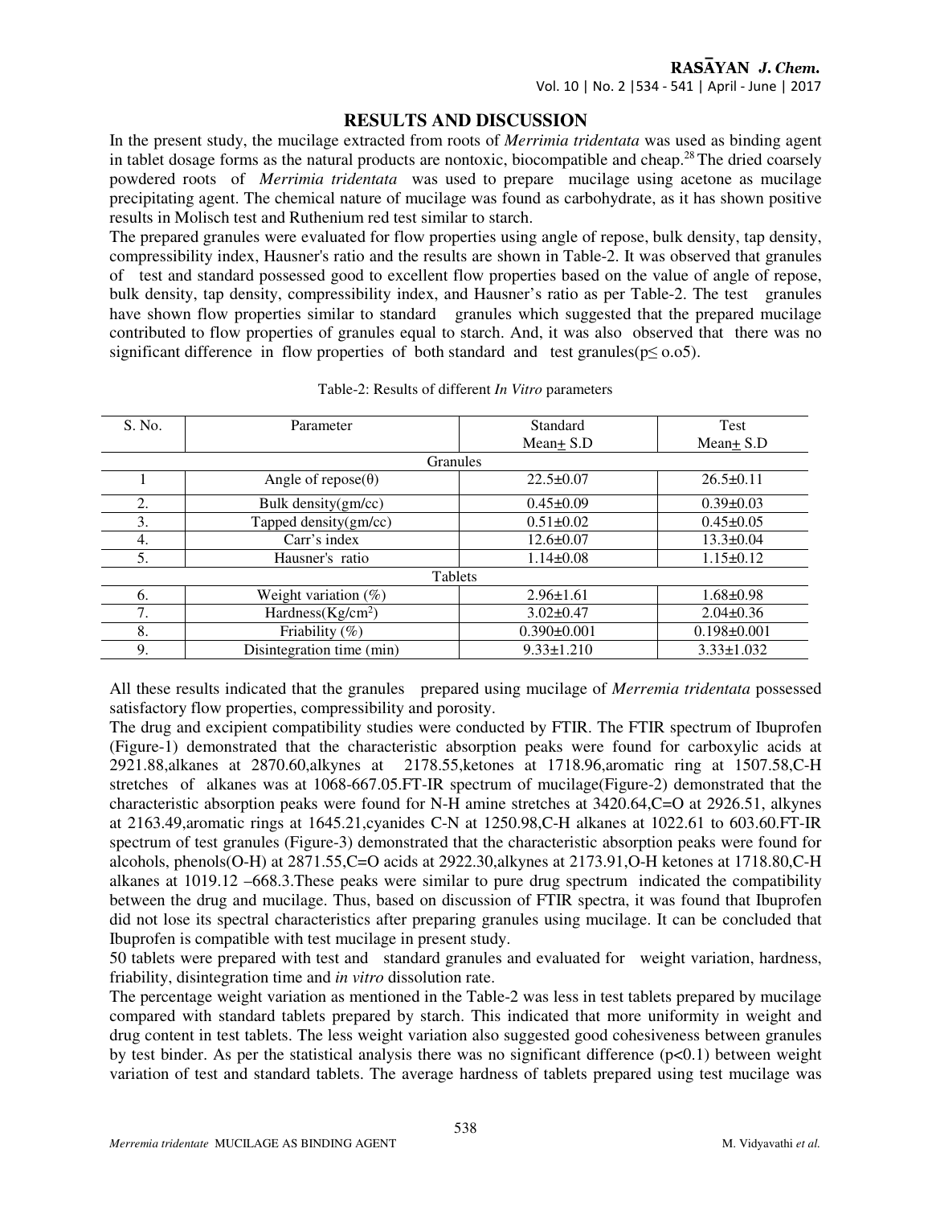## RESULTS AND DISCUSSION

In the present study, the mucilage extracted from roots of *Merrimia tridentata* was used as binding agent in tablet dosage forms as the natural products are nontoxic, biocompatible and cheap.[28] The dried coarsely powdered roots of *Merrimia tridentata* was used to prepare mucilage using acetone as mucilage precipitating agent. The chemical nature of mucilage was found as carbohydrate, as it has shown positive results in Molisch test and Ruthenium red test similar to starch.

The prepared granules were evaluated for flow properties using angle of repose, bulk density, tap density, compressibility index, Hausner's ratio and the results are shown in Table-2. It was observed that granules of test and standard possessed good to excellent flow properties based on the value of angle of repose, bulk density, tap density, compressibility index, and Hausner's ratio as per Table-2. The test granules have shown flow properties similar to standard granules which suggested that the prepared mucilage contributed to flow properties of granules equal to starch. And, it was also observed that there was no significant difference in flow properties of both standard and test granules($p \leq$ o.o5).

Table-2: Results of different *In Vitro* parameters

| S. No. | Parameter | Standard Mean± S.D | Test Mean± S.D |
|---|---|---|---|
| | Granules | | |
| 1 | Angle of repose($\theta$) | 22.5±0.07 | 26.5±0.11 |
| 2. | Bulk density(gm/cc) | 0.45±0.09 | 0.39±0.03 |
| 3. | Tapped density(gm/cc) | 0.51±0.02 | 0.45±0.05 |
| 4. | Carr's index | 12.6±0.07 | 13.3±0.04 |
| 5. | Hausner's ratio | 1.14±0.08 | 1.15±0.12 |
| | Tablets | | |
| 6. | Weight variation (%) | 2.96±1.61 | 1.68±0.98 |
| 7. | Hardness($Kg/cm^2$) | 3.02±0.47 | 2.04±0.36 |
| 8. | Friability (%) | 0.390±0.001 | 0.198±0.001 |
| 9. | Disintegration time (min) | 9.33±1.210 | 3.33±1.032 |

All these results indicated that the granules prepared using mucilage of *Merremia tridentata* possessed satisfactory flow properties, compressibility and porosity.

The drug and excipient compatibility studies were conducted by FTIR. The FTIR spectrum of Ibuprofen (Figure-1) demonstrated that the characteristic absorption peaks were found for carboxylic acids at 2921.88,alkanes at 2870.60,alkynes at 2178.55,ketones at 1718.96,aromatic ring at 1507.58,C-H stretches of alkanes was at 1068-667.05.FT-IR spectrum of mucilage(Figure-2) demonstrated that the characteristic absorption peaks were found for N-H amine stretches at 3420.64,C=O at 2926.51, alkynes at 2163.49,aromatic rings at 1645.21,cyanides C-N at 1250.98,C-H alkanes at 1022.61 to 603.60.FT-IR spectrum of test granules (Figure-3) demonstrated that the characteristic absorption peaks were found for alcohols, phenols(O-H) at 2871.55,C=O acids at 2922.30,alkynes at 2173.91,O-H ketones at 1718.80,C-H alkanes at 1019.12 –668.3.These peaks were similar to pure drug spectrum indicated the compatibility between the drug and mucilage. Thus, based on discussion of FTIR spectra, it was found that Ibuprofen did not lose its spectral characteristics after preparing granules using mucilage. It can be concluded that Ibuprofen is compatible with test mucilage in present study.

50 tablets were prepared with test and standard granules and evaluated for weight variation, hardness, friability, disintegration time and *in vitro* dissolution rate.

The percentage weight variation as mentioned in the Table-2 was less in test tablets prepared by mucilage compared with standard tablets prepared by starch. This indicated that more uniformity in weight and drug content in test tablets. The less weight variation also suggested good cohesiveness between granules by test binder. As per the statistical analysis there was no significant difference ($p<0.1$) between weight variation of test and standard tablets. The average hardness of tablets prepared using test mucilage was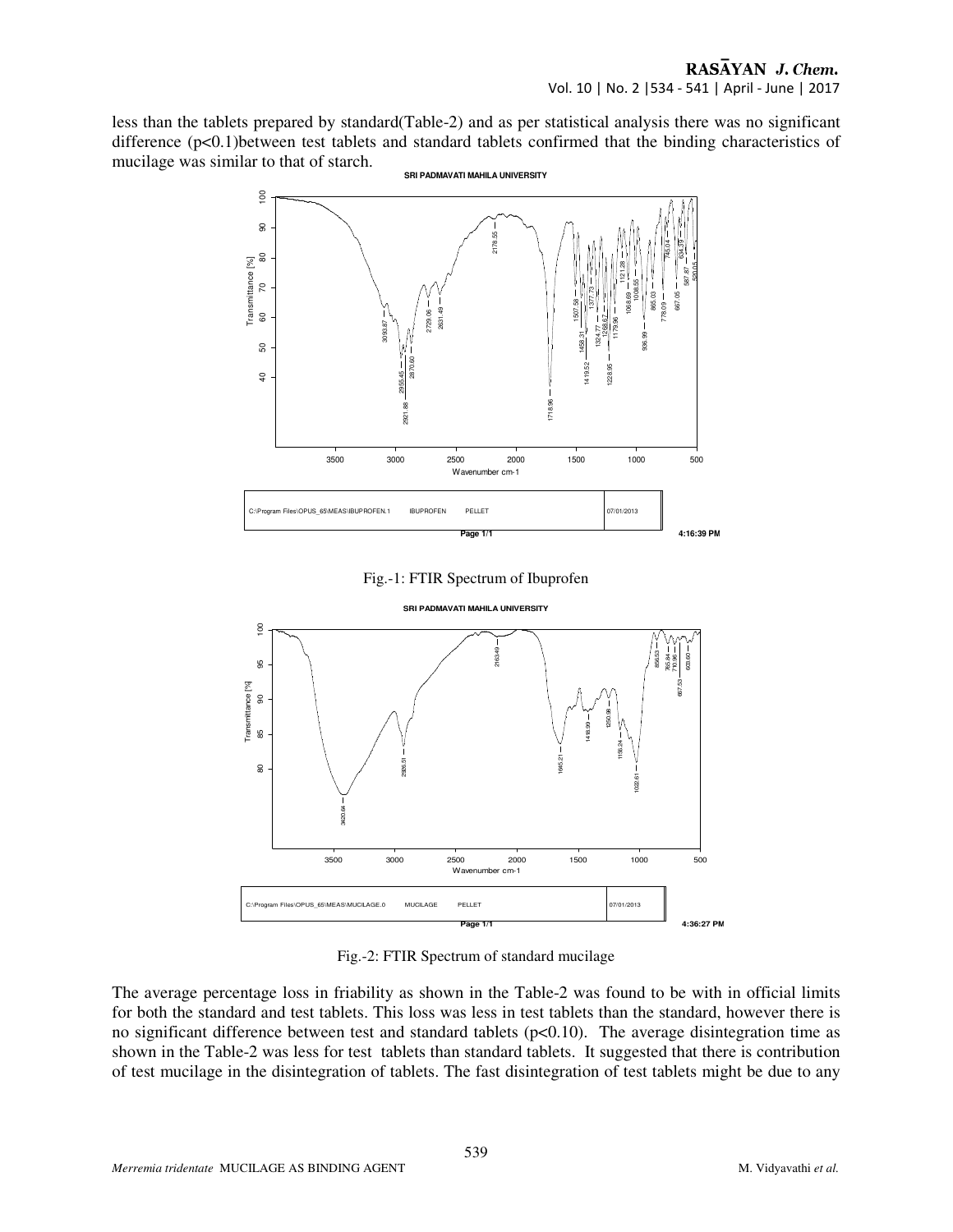less than the tablets prepared by standard(Table-2) and as per statistical analysis there was no significant difference (p<0.1)between test tablets and standard tablets confirmed that the binding characteristics of mucilage was similar to that of starch.

Fig.-1: FTIR Spectrum of Ibuprofen

Fig.-2: FTIR Spectrum of standard mucilage

The average percentage loss in friability as shown in the Table-2 was found to be with in official limits for both the standard and test tablets. This loss was less in test tablets than the standard, however there is no significant difference between test and standard tablets (p<0.10). The average disintegration time as shown in the Table-2 was less for test tablets than standard tablets. It suggested that there is contribution of test mucilage in the disintegration of tablets. The fast disintegration of test tablets might be due to any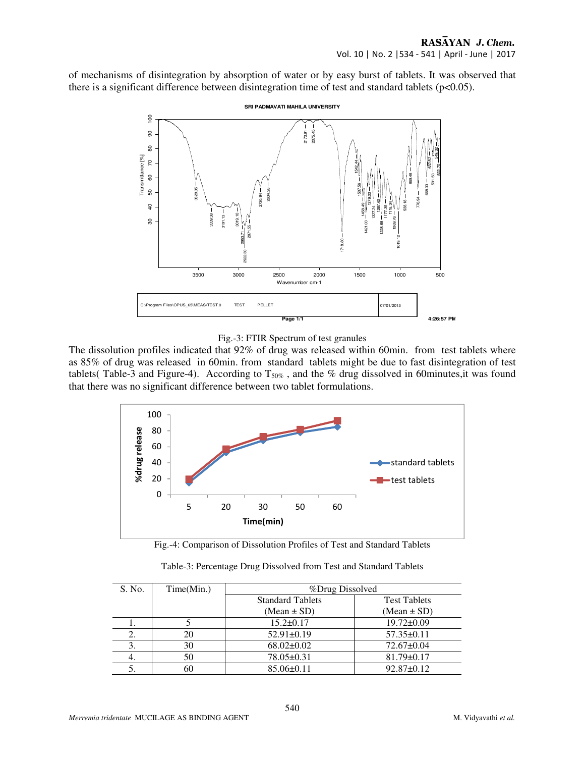of mechanisms of disintegration by absorption of water or by easy burst of tablets. It was observed that there is a significant difference between disintegration time of test and standard tablets ($p<0.05$).

Fig.-3: FTIR Spectrum of test granules

The dissolution profiles indicated that 92% of drug was released within 60min. from test tablets where as 85% of drug was released in 60min. from standard tablets might be due to fast disintegration of test tablets( Table-3 and Figure-4). According to $T_{50\%}$ , and the % drug dissolved in 60minutes,it was found that there was no significant difference between two tablet formulations.

Fig.-4: Comparison of Dissolution Profiles of Test and Standard Tablets

Table-3: Percentage Drug Dissolved from Test and Standard Tablets

| S. No. | Time(Min.) | %Drug Dissolved | |
|---|---|---|---|
| | | Standard Tablets (Mean ± SD) | Test Tablets (Mean ± SD) |
| 1. | 5 | 15.2±0.17 | 19.72±0.09 |
| 2. | 20 | 52.91±0.19 | 57.35±0.11 |
| 3. | 30 | 68.02±0.02 | 72.67±0.04 |
| 4. | 50 | 78.05±0.31 | 81.79±0.17 |
| 5. | 60 | 85.06±0.11 | 92.87±0.12 |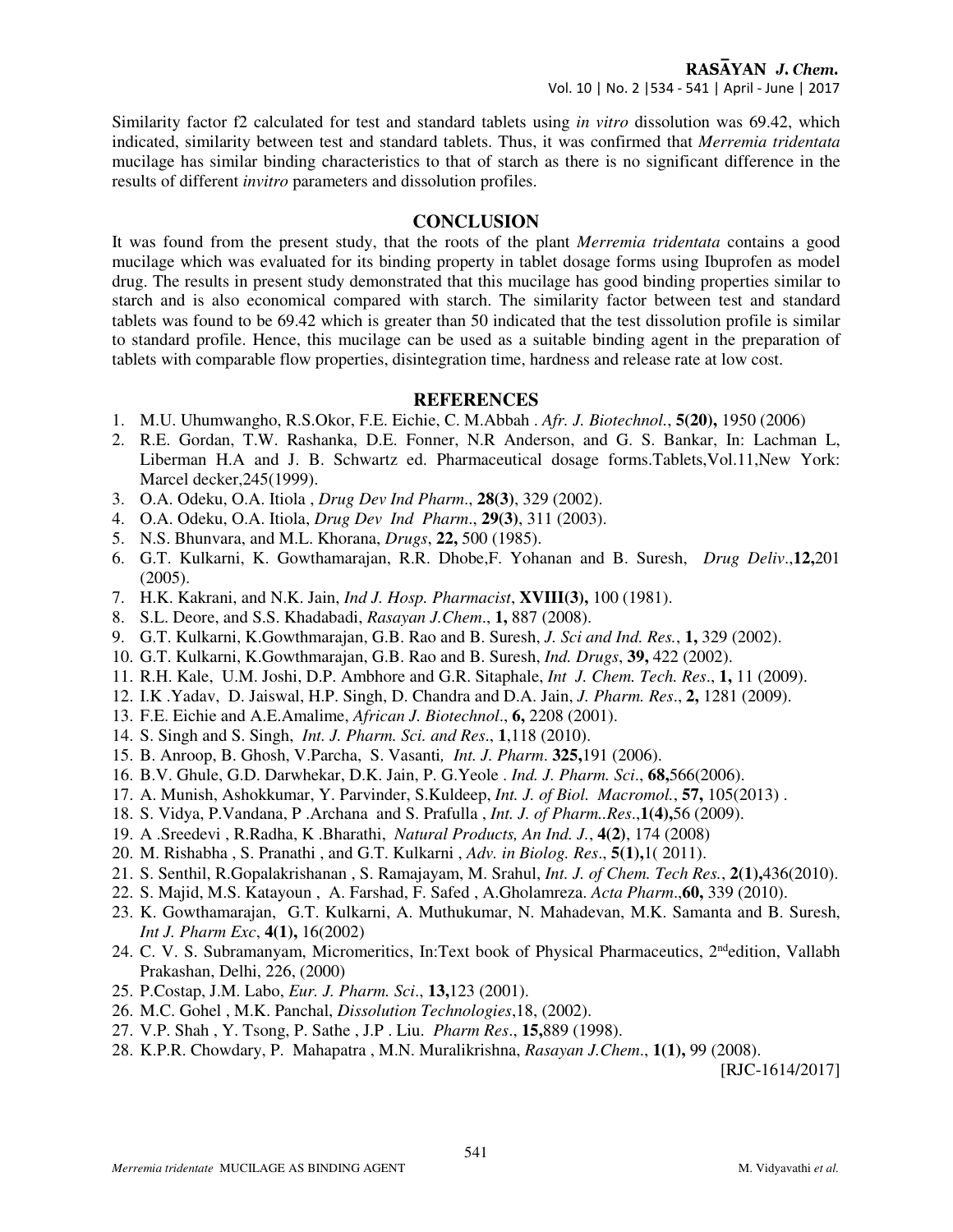Similarity factor f2 calculated for test and standard tablets using *in vitro* dissolution was 69.42, which indicated, similarity between test and standard tablets. Thus, it was confirmed that *Merremia tridentata* mucilage has similar binding characteristics to that of starch as there is no significant difference in the results of different *invitro* parameters and dissolution profiles.

## CONCLUSION

It was found from the present study, that the roots of the plant *Merremia tridentata* contains a good mucilage which was evaluated for its binding property in tablet dosage forms using Ibuprofen as model drug. The results in present study demonstrated that this mucilage has good binding properties similar to starch and is also economical compared with starch. The similarity factor between test and standard tablets was found to be 69.42 which is greater than 50 indicated that the test dissolution profile is similar to standard profile. Hence, this mucilage can be used as a suitable binding agent in the preparation of tablets with comparable flow properties, disintegration time, hardness and release rate at low cost.

## REFERENCES

1. M.U. Uhumwangho, R.S.Okor, F.E. Eichie, C. M.Abbah . *Afr. J. Biotechnol.*, **5(20),** 1950 (2006)
2. R.E. Gordan, T.W. Rashanka, D.E. Fonner, N.R Anderson, and G. S. Bankar, In: Lachman L, Liberman H.A and J. B. Schwartz ed. Pharmaceutical dosage forms.Tablets,Vol.11,New York: Marcel decker,245(1999).
3. O.A. Odeku, O.A. Itiola , *Drug Dev Ind Pharm*., **28(3)**, 329 (2002).
4. O.A. Odeku, O.A. Itiola, *Drug Dev Ind Pharm*., **29(3)**, 311 (2003).
5. N.S. Bhunvara, and M.L. Khorana, *Drugs*, **22,** 500 (1985).
6. G.T. Kulkarni, K. Gowthamarajan, R.R. Dhobe,F. Yohanan and B. Suresh, *Drug Deliv*.,**12,**201 (2005).
7. H.K. Kakrani, and N.K. Jain, *Ind J. Hosp. Pharmacist*, **XVIII(3),** 100 (1981).
8. S.L. Deore, and S.S. Khadabadi, *Rasayan J.Chem*., **1,** 887 (2008).
9. G.T. Kulkarni, K.Gowthmarajan, G.B. Rao and B. Suresh, *J. Sci and Ind. Res.*, **1,** 329 (2002).
10. G.T. Kulkarni, K.Gowthmarajan, G.B. Rao and B. Suresh, *Ind. Drugs*, **39,** 422 (2002).
11. R.H. Kale, U.M. Joshi, D.P. Ambhore and G.R. Sitaphale, *Int J. Chem. Tech. Res*., **1,** 11 (2009).
12. I.K .Yadav, D. Jaiswal, H.P. Singh, D. Chandra and D.A. Jain, *J. Pharm. Res*., **2,** 1281 (2009).
13. F.E. Eichie and A.E.Amalime, *African J. Biotechnol*., **6,** 2208 (2001).
14. S. Singh and S. Singh, *Int. J. Pharm. Sci. and Res*., **1**,118 (2010).
15. B. Anroop, B. Ghosh, V.Parcha, S. Vasanti*, Int. J. Pharm*. **325,**191 (2006).
16. B.V. Ghule, G.D. Darwhekar, D.K. Jain, P. G.Yeole . *Ind. J. Pharm. Sci*., **68,**566(2006).
17. A. Munish, Ashokkumar, Y. Parvinder, S.Kuldeep, *Int. J. of Biol. Macromol.*, **57,** 105(2013) .
18. S. Vidya, P.Vandana, P .Archana and S. Prafulla , *Int. J. of Pharm..Res*.,**1(4),**56 (2009).
19. A .Sreedevi , R.Radha, K .Bharathi, *Natural Products, An Ind. J.*, **4(2)**, 174 (2008)
20. M. Rishabha , S. Pranathi , and G.T. Kulkarni , *Adv. in Biolog. Res*., **5(1),**1( 2011).
21. S. Senthil, R.Gopalakrishanan , S. Ramajayam, M. Srahul, *Int. J. of Chem. Tech Res.*, **2(1),**436(2010).
22. S. Majid, M.S. Katayoun , A. Farshad, F. Safed , A.Gholamreza. *Acta Pharm*.,**60,** 339 (2010).
23. K. Gowthamarajan, G.T. Kulkarni, A. Muthukumar, N. Mahadevan, M.K. Samanta and B. Suresh, *Int J. Pharm Exc*, **4(1),** 16(2002)
24. C. V. S. Subramanyam, Micromeritics, In:Text book of Physical Pharmaceutics, 2ndedition, Vallabh Prakashan, Delhi, 226, (2000)
25. P.Costap, J.M. Labo, *Eur. J. Pharm. Sci*., **13,**123 (2001).
26. M.C. Gohel , M.K. Panchal, *Dissolution Technologies*,18, (2002).
27. V.P. Shah , Y. Tsong, P. Sathe , J.P . Liu. *Pharm Res*., **15,**889 (1998).
28. K.P.R. Chowdary, P. Mahapatra , M.N. Muralikrishna, *Rasayan J.Chem*., **1(1),** 99 (2008).

[RJC-1614/2017]